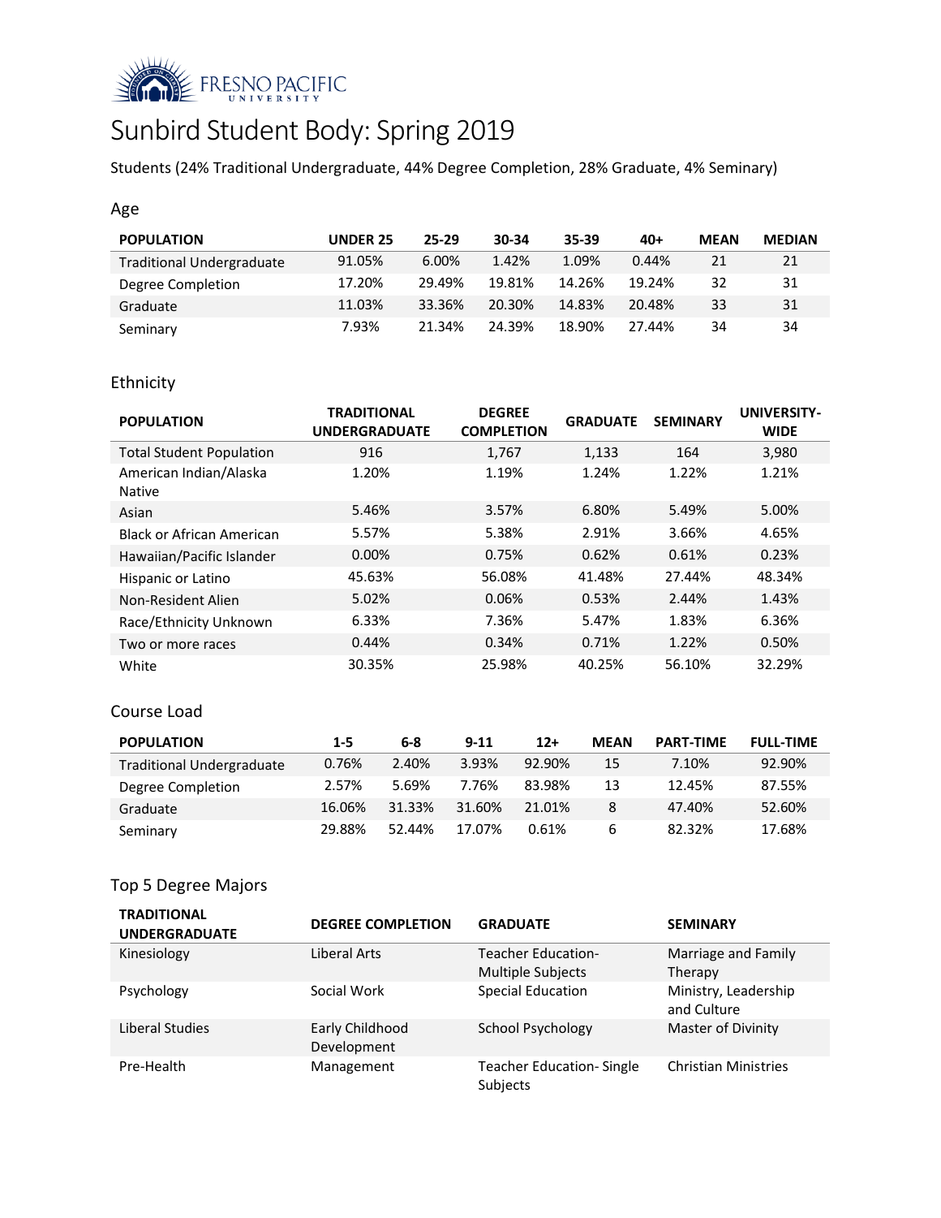FRESNO PACIFIC UNIVERSITY

# Sunbird Student Body: Spring 2019

Students (24% Traditional Undergraduate, 44% Degree Completion, 28% Graduate, 4% Seminary)

## Age

| POPULATION | UNDER 25 | 25-29 | 30-34 | 35-39 | 40+ | MEAN | MEDIAN |
|---|---|---|---|---|---|---|---|
| Traditional Undergraduate | 91.05% | 6.00% | 1.42% | 1.09% | 0.44% | 21 | 21 |
| Degree Completion | 17.20% | 29.49% | 19.81% | 14.26% | 19.24% | 32 | 31 |
| Graduate | 11.03% | 33.36% | 20.30% | 14.83% | 20.48% | 33 | 31 |
| Seminary | 7.93% | 21.34% | 24.39% | 18.90% | 27.44% | 34 | 34 |

## Ethnicity

| POPULATION | TRADITIONAL UNDERGRADUATE | DEGREE COMPLETION | GRADUATE | SEMINARY | UNIVERSITY-WIDE |
|---|---|---|---|---|---|
| Total Student Population | 916 | 1,767 | 1,133 | 164 | 3,980 |
| American Indian/Alaska Native | 1.20% | 1.19% | 1.24% | 1.22% | 1.21% |
| Asian | 5.46% | 3.57% | 6.80% | 5.49% | 5.00% |
| Black or African American | 5.57% | 5.38% | 2.91% | 3.66% | 4.65% |
| Hawaiian/Pacific Islander | 0.00% | 0.75% | 0.62% | 0.61% | 0.23% |
| Hispanic or Latino | 45.63% | 56.08% | 41.48% | 27.44% | 48.34% |
| Non-Resident Alien | 5.02% | 0.06% | 0.53% | 2.44% | 1.43% |
| Race/Ethnicity Unknown | 6.33% | 7.36% | 5.47% | 1.83% | 6.36% |
| Two or more races | 0.44% | 0.34% | 0.71% | 1.22% | 0.50% |
| White | 30.35% | 25.98% | 40.25% | 56.10% | 32.29% |

## Course Load

| POPULATION | 1-5 | 6-8 | 9-11 | 12+ | MEAN | PART-TIME | FULL-TIME |
|---|---|---|---|---|---|---|---|
| Traditional Undergraduate | 0.76% | 2.40% | 3.93% | 92.90% | 15 | 7.10% | 92.90% |
| Degree Completion | 2.57% | 5.69% | 7.76% | 83.98% | 13 | 12.45% | 87.55% |
| Graduate | 16.06% | 31.33% | 31.60% | 21.01% | 8 | 47.40% | 52.60% |
| Seminary | 29.88% | 52.44% | 17.07% | 0.61% | 6 | 82.32% | 17.68% |

## Top 5 Degree Majors

| TRADITIONAL UNDERGRADUATE | DEGREE COMPLETION | GRADUATE | SEMINARY |
|---|---|---|---|
| Kinesiology | Liberal Arts | Teacher Education-Multiple Subjects | Marriage and Family Therapy |
| Psychology | Social Work | Special Education | Ministry, Leadership and Culture |
| Liberal Studies | Early Childhood Development | School Psychology | Master of Divinity |
| Pre-Health | Management | Teacher Education- Single Subjects | Christian Ministries |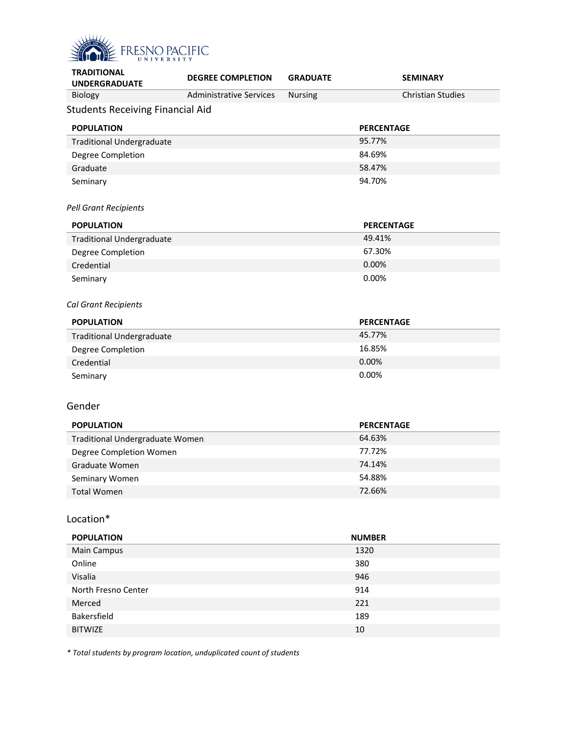| TRADITIONAL UNDERGRADUATE | DEGREE COMPLETION | GRADUATE | SEMINARY |
|---|---|---|---|
| Biology | Administrative Services | Nursing | Christian Studies |

## Students Receiving Financial Aid

| POPULATION | PERCENTAGE |
|---|---|
| Traditional Undergraduate | 95.77% |
| Degree Completion | 84.69% |
| Graduate | 58.47% |
| Seminary | 94.70% |

*Pell Grant Recipients*

| POPULATION | PERCENTAGE |
|---|---|
| Traditional Undergraduate | 49.41% |
| Degree Completion | 67.30% |
| Credential | 0.00% |
| Seminary | 0.00% |

*Cal Grant Recipients*

| POPULATION | PERCENTAGE |
|---|---|
| Traditional Undergraduate | 45.77% |
| Degree Completion | 16.85% |
| Credential | 0.00% |
| Seminary | 0.00% |

## Gender

| POPULATION | PERCENTAGE |
|---|---|
| Traditional Undergraduate Women | 64.63% |
| Degree Completion Women | 77.72% |
| Graduate Women | 74.14% |
| Seminary Women | 54.88% |
| Total Women | 72.66% |

## Location*

| POPULATION | NUMBER |
|---|---|
| Main Campus | 1320 |
| Online | 380 |
| Visalia | 946 |
| North Fresno Center | 914 |
| Merced | 221 |
| Bakersfield | 189 |
| BITWIZE | 10 |

*\* Total students by program location, unduplicated count of students*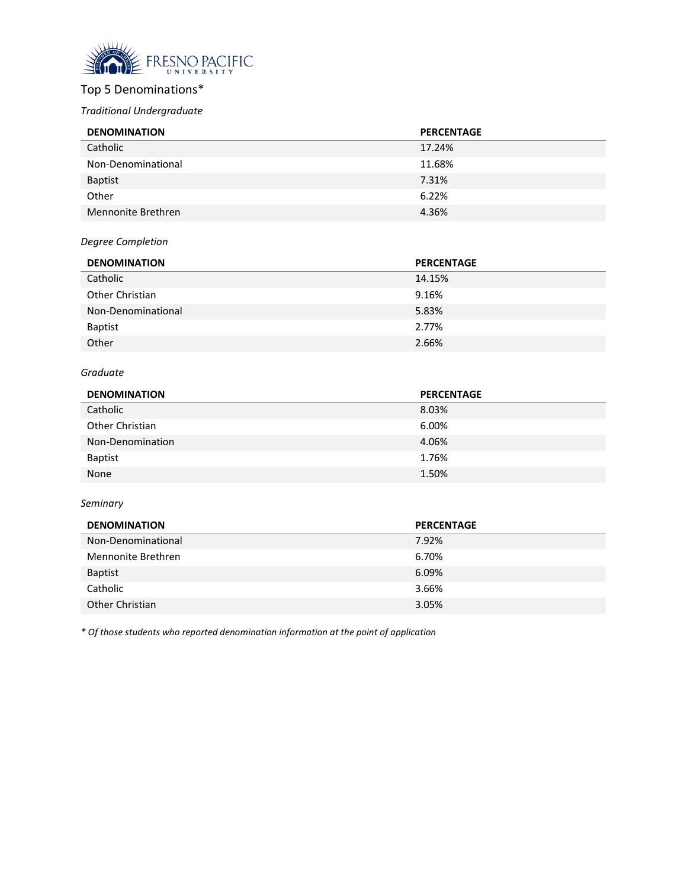## Top 5 Denominations*

*Traditional Undergraduate*

| DENOMINATION | PERCENTAGE |
|---|---|
| Catholic | 17.24% |
| Non-Denominational | 11.68% |
| Baptist | 7.31% |
| Other | 6.22% |
| Mennonite Brethren | 4.36% |

*Degree Completion*

| DENOMINATION | PERCENTAGE |
|---|---|
| Catholic | 14.15% |
| Other Christian | 9.16% |
| Non-Denominational | 5.83% |
| Baptist | 2.77% |
| Other | 2.66% |

*Graduate*

| DENOMINATION | PERCENTAGE |
|---|---|
| Catholic | 8.03% |
| Other Christian | 6.00% |
| Non-Denomination | 4.06% |
| Baptist | 1.76% |
| None | 1.50% |

*Seminary*

| DENOMINATION | PERCENTAGE |
|---|---|
| Non-Denominational | 7.92% |
| Mennonite Brethren | 6.70% |
| Baptist | 6.09% |
| Catholic | 3.66% |
| Other Christian | 3.05% |

*\* Of those students who reported denomination information at the point of application*